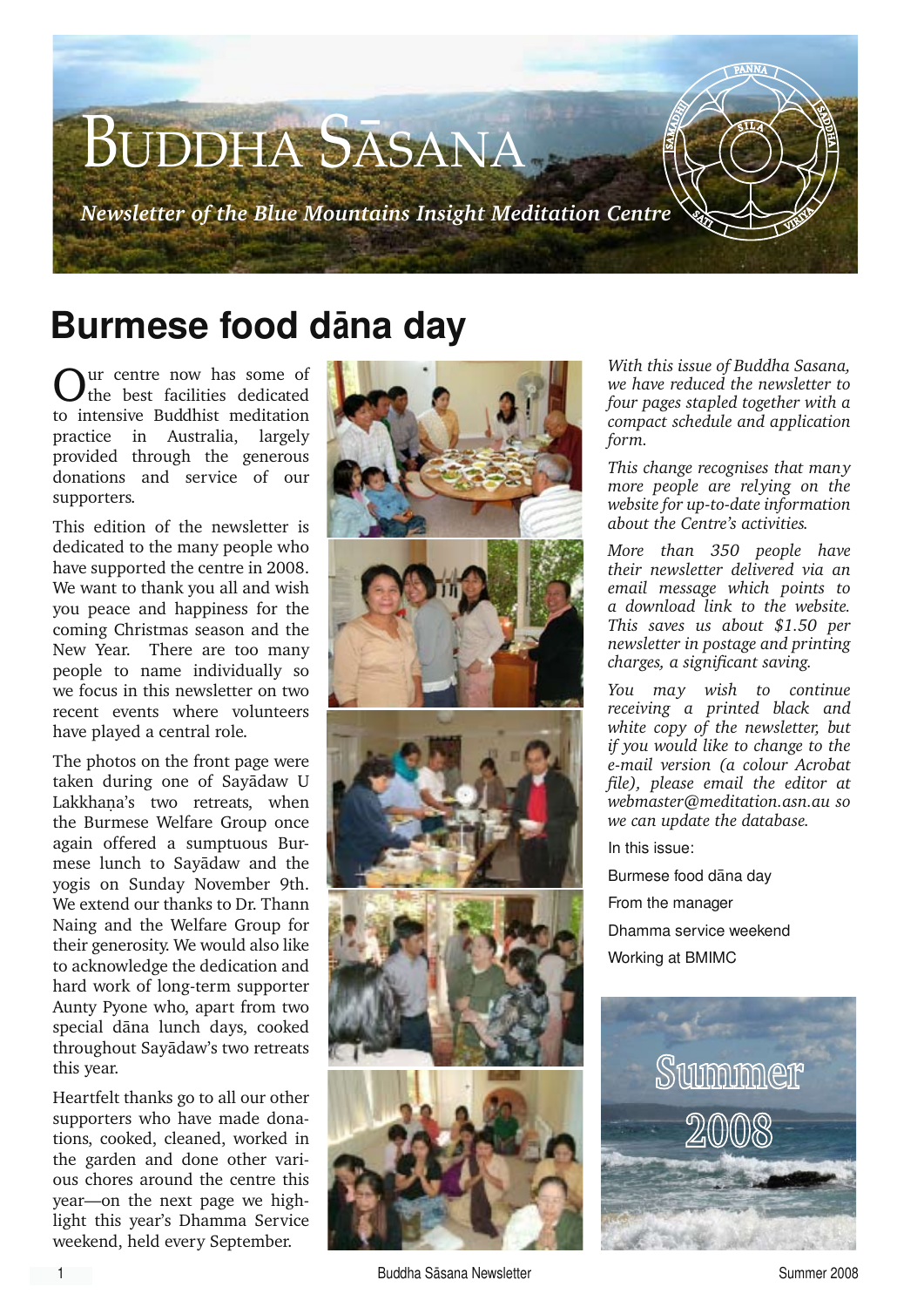# Buddha Sāsana

*Newsletter of the Blue Mountains Insight Meditation Centre*

## Burmese food dāna day

Our centre now has some of the best facilities dedicated to intensive Buddhist meditation practice in Australia, largely provided through the generous donations and service of our supporters.

This edition of the newsletter is dedicated to the many people who have supported the centre in 2008. We want to thank you all and wish you peace and happiness for the coming Christmas season and the New Year. There are too many people to name individually so we focus in this newsletter on two recent events where volunteers have played a central role.

The photos on the front page were taken during one of Sayādaw U Lakkhaṇa's two retreats, when the Burmese Welfare Group once again offered a sumptuous Burmese lunch to Sayādaw and the yogis on Sunday November 9th. We extend our thanks to Dr. Thann Naing and the Welfare Group for their generosity. We would also like to acknowledge the dedication and hard work of long-term supporter Aunty Pyone who, apart from two special dāna lunch days, cooked throughout Sayādaw's two retreats this year.

Heartfelt thanks go to all our other supporters who have made donations, cooked, cleaned, worked in the garden and done other various chores around the centre this year—on the next page we highlight this year's Dhamma Service weekend, held every September.

*With this issue of Buddha Sasana, we have reduced the newsletter to four pages stapled together with a compact schedule and application form.*

*This change recognises that many more people are relying on the website for up-to-date information about the Centre's activities.*

*More than 350 people have their newsletter delivered via an email message which points to a download link to the website. This saves us about $1.50 per newsletter in postage and printing charges, a significant saving.*

*You may wish to continue receiving a printed black and white copy of the newsletter, but if you would like to change to the e-mail version (a colour Acrobat file), please email the editor at webmaster@meditation.asn.au so we can update the database.*

In this issue:

- Burmese food dāna day
- From the manager
- Dhamma service weekend
- Working at BMIMC

Summer 2008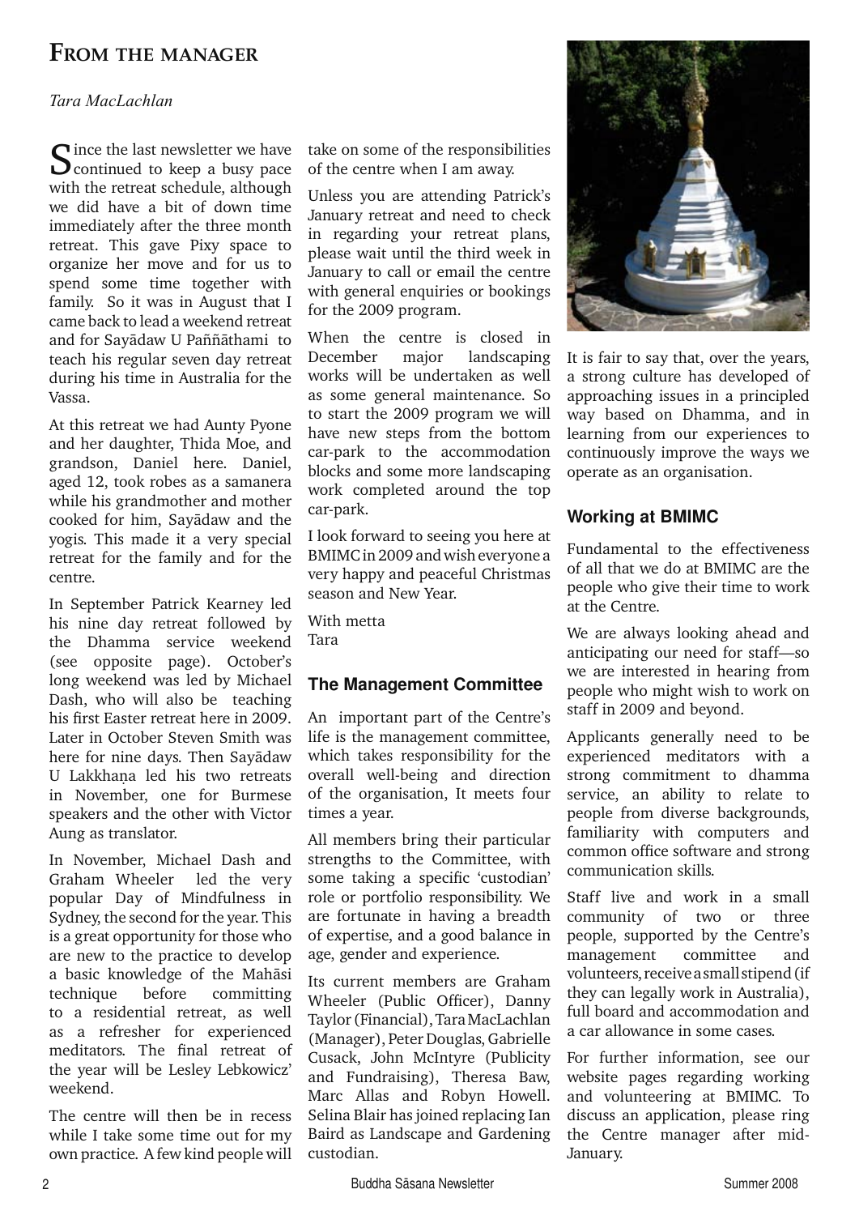# From the manager

*Tara MacLachlan*

Since the last newsletter we have continued to keep a busy pace with the retreat schedule, although we did have a bit of down time immediately after the three month retreat. This gave Pixy space to organize her move and for us to spend some time together with family. So it was in August that I came back to lead a weekend retreat and for Sayādaw U Paññāthami to teach his regular seven day retreat during his time in Australia for the Vassa.

At this retreat we had Aunty Pyone and her daughter, Thida Moe, and grandson, Daniel here. Daniel, aged 12, took robes as a samanera while his grandmother and mother cooked for him, Sayādaw and the yogis. This made it a very special retreat for the family and for the centre.

In September Patrick Kearney led his nine day retreat followed by the Dhamma service weekend (see opposite page). October's long weekend was led by Michael Dash, who will also be teaching his first Easter retreat here in 2009. Later in October Steven Smith was here for nine days. Then Sayādaw U Lakkhaṇa led his two retreats in November, one for Burmese speakers and the other with Victor Aung as translator.

In November, Michael Dash and Graham Wheeler led the very popular Day of Mindfulness in Sydney, the second for the year. This is a great opportunity for those who are new to the practice to develop a basic knowledge of the Mahāsi technique before committing to a residential retreat, as well as a refresher for experienced meditators. The final retreat of the year will be Lesley Lebkowicz' weekend.

The centre will then be in recess while I take some time out for my own practice. A few kind people will take on some of the responsibilities of the centre when I am away.

Unless you are attending Patrick's January retreat and need to check in regarding your retreat plans, please wait until the third week in January to call or email the centre with general enquiries or bookings for the 2009 program.

When the centre is closed in December major landscaping works will be undertaken as well as some general maintenance. So to start the 2009 program we will have new steps from the bottom car-park to the accommodation blocks and some more landscaping work completed around the top car-park.

I look forward to seeing you here at BMIMC in 2009 and wish everyone a very happy and peaceful Christmas season and New Year.

With metta
Tara

## The Management Committee

An important part of the Centre's life is the management committee, which takes responsibility for the overall well-being and direction of the organisation, It meets four times a year.

All members bring their particular strengths to the Committee, with some taking a specific 'custodian' role or portfolio responsibility. We are fortunate in having a breadth of expertise, and a good balance in age, gender and experience.

Its current members are Graham Wheeler (Public Officer), Danny Taylor (Financial), Tara MacLachlan (Manager), Peter Douglas, Gabrielle Cusack, John McIntyre (Publicity and Fundraising), Theresa Baw, Marc Allas and Robyn Howell. Selina Blair has joined replacing Ian Baird as Landscape and Gardening custodian.

It is fair to say that, over the years, a strong culture has developed of approaching issues in a principled way based on Dhamma, and in learning from our experiences to continuously improve the ways we operate as an organisation.

## Working at BMIMC

Fundamental to the effectiveness of all that we do at BMIMC are the people who give their time to work at the Centre.

We are always looking ahead and anticipating our need for staff—so we are interested in hearing from people who might wish to work on staff in 2009 and beyond.

Applicants generally need to be experienced meditators with a strong commitment to dhamma service, an ability to relate to people from diverse backgrounds, familiarity with computers and common office software and strong communication skills.

Staff live and work in a small community of two or three people, supported by the Centre's management committee and volunteers, receive a small stipend (if they can legally work in Australia), full board and accommodation and a car allowance in some cases.

For further information, see our website pages regarding working and volunteering at BMIMC. To discuss an application, please ring the Centre manager after mid-January.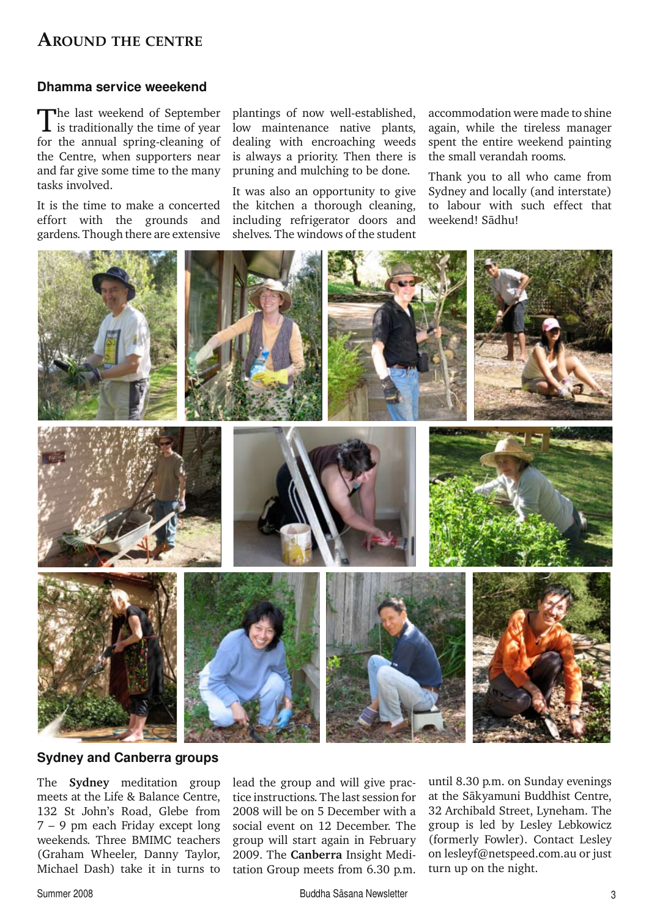## Around the Centre

### Dhamma service weeekend

The last weekend of September is traditionally the time of year for the annual spring-cleaning of the Centre, when supporters near and far give some time to the many tasks involved.

It is the time to make a concerted effort with the grounds and gardens. Though there are extensive plantings of now well-established, low maintenance native plants, dealing with encroaching weeds is always a priority. Then there is pruning and mulching to be done.

It was also an opportunity to give the kitchen a thorough cleaning, including refrigerator doors and shelves. The windows of the student accommodation were made to shine again, while the tireless manager spent the entire weekend painting the small verandah rooms.

Thank you to all who came from Sydney and locally (and interstate) to labour with such effect that weekend! Sādhu!

### Sydney and Canberra groups

The **Sydney** meditation group meets at the Life & Balance Centre, 132 St John's Road, Glebe from 7 – 9 pm each Friday except long weekends. Three BMIMC teachers (Graham Wheeler, Danny Taylor, Michael Dash) take it in turns to lead the group and will give practice instructions. The last session for 2008 will be on 5 December with a social event on 12 December. The group will start again in February 2009. The **Canberra** Insight Meditation Group meets from 6.30 p.m. until 8.30 p.m. on Sunday evenings at the Sākyamuni Buddhist Centre, 32 Archibald Street, Lyneham. The group is led by Lesley Lebkowicz (formerly Fowler). Contact Lesley on lesleyf@netspeed.com.au or just turn up on the night.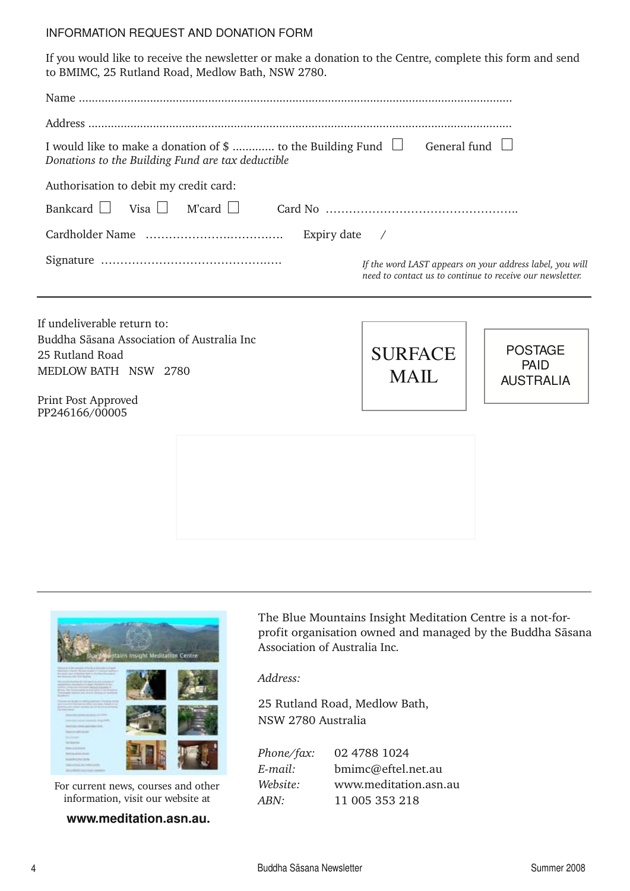## INFORMATION REQUEST AND DONATION FORM

If you would like to receive the newsletter or make a donation to the Centre, complete this form and send to BMIMC, 25 Rutland Road, Medlow Bath, NSW 2780.

Name ........................................................................................................................................

Address ....................................................................................................................................

I would like to make a donation of $ ............ to the Building Fund ☐ General fund ☐

*Donations to the Building Fund are tax deductible*

Authorisation to debit my credit card:

Bankcard ☐ Visa ☐ M'card ☐ Card No …………………………………………..

Cardholder Name ………………….…………… Expiry date /

Signature ……………………………………….…

*If the word LAST appears on your address label, you will need to contact us to continue to receive our newsletter.*

---

If undeliverable return to:
Buddha Sāsana Association of Australia Inc
25 Rutland Road
MEDLOW BATH NSW 2780

Print Post Approved
PP246166/00005

SURFACE MAIL

POSTAGE PAID AUSTRALIA

---

For current news, courses and other information, visit our website at

**www.meditation.asn.au.**

The Blue Mountains Insight Meditation Centre is a not-for-profit organisation owned and managed by the Buddha Sāsana Association of Australia Inc.

*Address:*

25 Rutland Road, Medlow Bath,
NSW 2780 Australia

| | |
|---|---|
| *Phone/fax:* | 02 4788 1024 |
| *E-mail:* | bmimc@eftel.net.au |
| *Website:* | www.meditation.asn.au |
| *ABN:* | 11 005 353 218 |